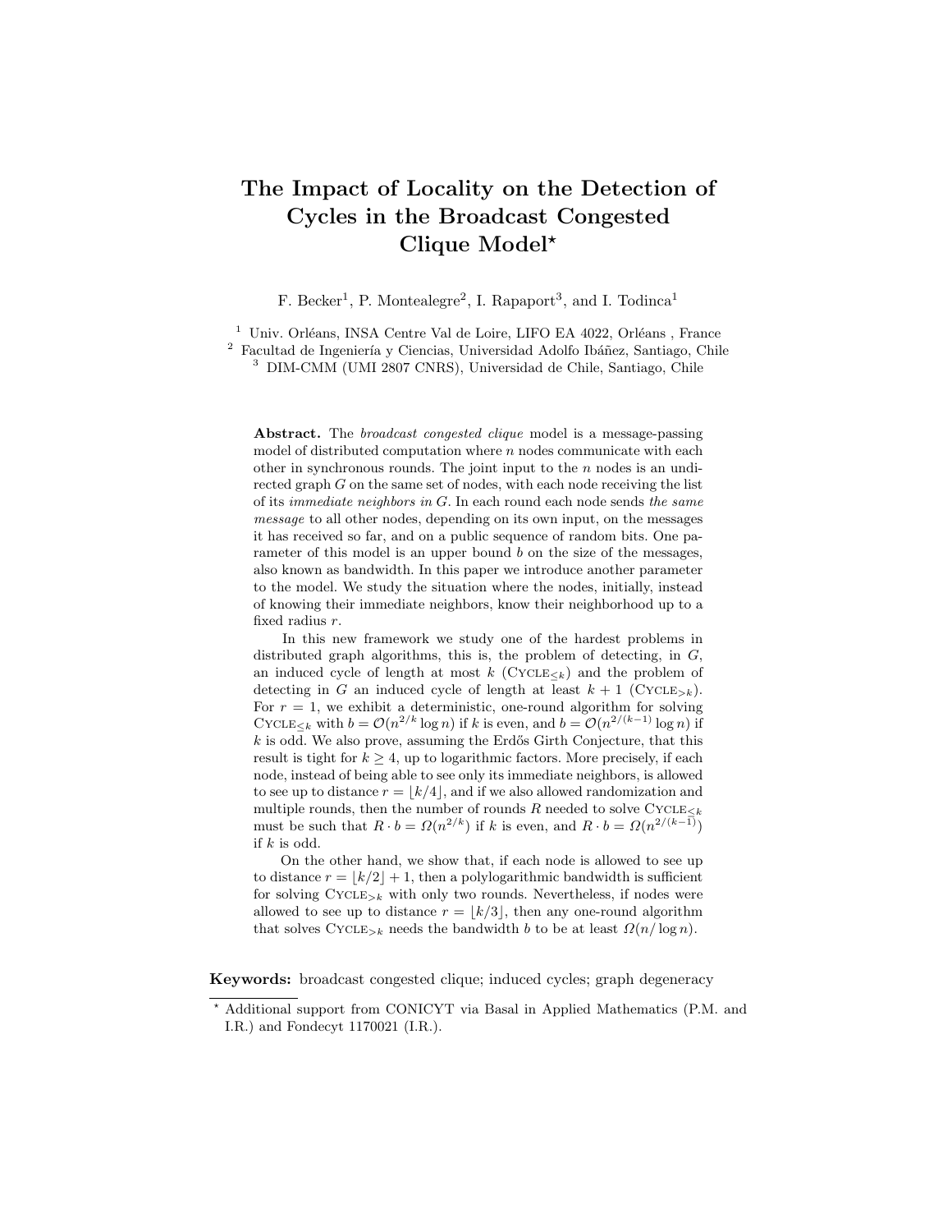# The Impact of Locality on the Detection of Cycles in the Broadcast Congested Clique Model*

F. Becker[1], P. Montealegre[2], I. Rapaport[3], and I. Todinca[1]

[1] Univ. Orléans, INSA Centre Val de Loire, LIFO EA 4022, Orléans , France
[2] Facultad de Ingeniería y Ciencias, Universidad Adolfo Ibáñez, Santiago, Chile
[3] DIM-CMM (UMI 2807 CNRS), Universidad de Chile, Santiago, Chile

**Abstract.** The *broadcast congested clique* model is a message-passing model of distributed computation where $n$ nodes communicate with each other in synchronous rounds. The joint input to the $n$ nodes is an undirected graph $G$ on the same set of nodes, with each node receiving the list of its *immediate neighbors in* $G$. In each round each node sends *the same message* to all other nodes, depending on its own input, on the messages it has received so far, and on a public sequence of random bits. One parameter of this model is an upper bound $b$ on the size of the messages, also known as bandwidth. In this paper we introduce another parameter to the model. We study the situation where the nodes, initially, instead of knowing their immediate neighbors, know their neighborhood up to a fixed radius $r$.

In this new framework we study one of the hardest problems in distributed graph algorithms, this is, the problem of detecting, in $G$, an induced cycle of length at most $k$ ($\text{Cycle}_{\leq k}$) and the problem of detecting in $G$ an induced cycle of length at least $k+1$ ($\text{Cycle}_{>k}$). For $r = 1$, we exhibit a deterministic, one-round algorithm for solving $\text{Cycle}_{\leq k}$ with $b = \mathcal{O}(n^{2/k} \log n)$ if $k$ is even, and $b = \mathcal{O}(n^{2/(k-1)} \log n)$ if $k$ is odd. We also prove, assuming the Erdős Girth Conjecture, that this result is tight for $k \geq 4$, up to logarithmic factors. More precisely, if each node, instead of being able to see only its immediate neighbors, is allowed to see up to distance $r = \lfloor k/4 \rfloor$, and if we also allowed randomization and multiple rounds, then the number of rounds $R$ needed to solve $\text{Cycle}_{\leq k}$ must be such that $R \cdot b = \Omega(n^{2/k})$ if $k$ is even, and $R \cdot b = \Omega(n^{2/(k-1)})$ if $k$ is odd.

On the other hand, we show that, if each node is allowed to see up to distance $r = \lfloor k/2 \rfloor + 1$, then a polylogarithmic bandwidth is sufficient for solving $\text{Cycle}_{>k}$ with only two rounds. Nevertheless, if nodes were allowed to see up to distance $r = \lfloor k/3 \rfloor$, then any one-round algorithm that solves $\text{Cycle}_{>k}$ needs the bandwidth $b$ to be at least $\Omega(n/\log n)$.

**Keywords:** broadcast congested clique; induced cycles; graph degeneracy

* Additional support from CONICYT via Basal in Applied Mathematics (P.M. and I.R.) and Fondecyt 1170021 (I.R.).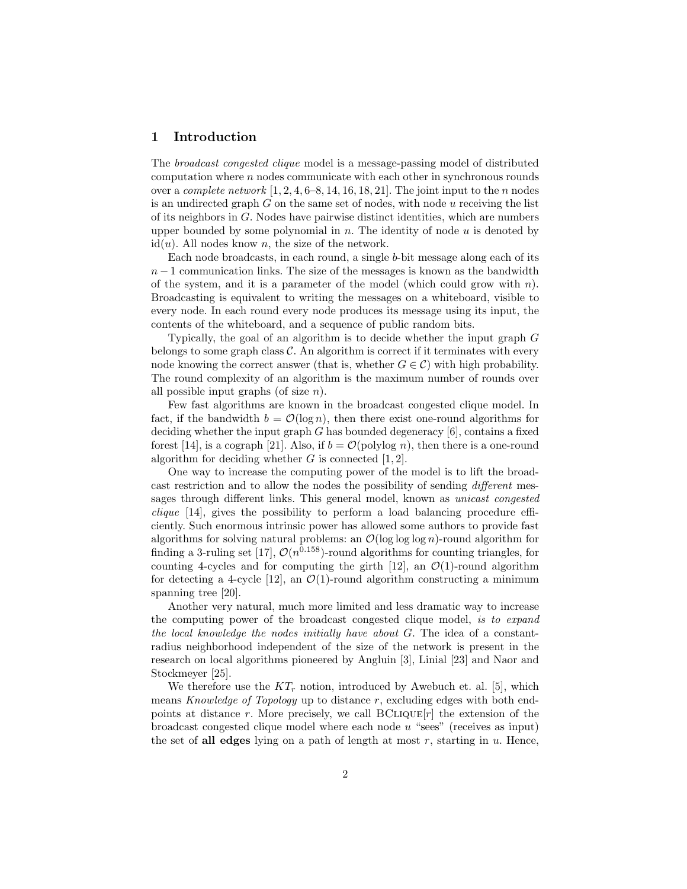## 1 Introduction

The *broadcast congested clique* model is a message-passing model of distributed computation where $n$ nodes communicate with each other in synchronous rounds over a *complete network* [1, 2, 4, 6–8, 14, 16, 18, 21]. The joint input to the $n$ nodes is an undirected graph $G$ on the same set of nodes, with node $u$ receiving the list of its neighbors in $G$. Nodes have pairwise distinct identities, which are numbers upper bounded by some polynomial in $n$. The identity of node $u$ is denoted by $\mathrm{id}(u)$. All nodes know $n$, the size of the network.

Each node broadcasts, in each round, a single $b$-bit message along each of its $n-1$ communication links. The size of the messages is known as the bandwidth of the system, and it is a parameter of the model (which could grow with $n$). Broadcasting is equivalent to writing the messages on a whiteboard, visible to every node. In each round every node produces its message using its input, the contents of the whiteboard, and a sequence of public random bits.

Typically, the goal of an algorithm is to decide whether the input graph $G$ belongs to some graph class $\mathcal{C}$. An algorithm is correct if it terminates with every node knowing the correct answer (that is, whether $G \in \mathcal{C}$) with high probability. The round complexity of an algorithm is the maximum number of rounds over all possible input graphs (of size $n$).

Few fast algorithms are known in the broadcast congested clique model. In fact, if the bandwidth $b = \mathcal{O}(\log n)$, then there exist one-round algorithms for deciding whether the input graph $G$ has bounded degeneracy [6], contains a fixed forest [14], is a cograph [21]. Also, if $b = \mathcal{O}(\text{polylog } n)$, then there is a one-round algorithm for deciding whether $G$ is connected [1, 2].

One way to increase the computing power of the model is to lift the broadcast restriction and to allow the nodes the possibility of sending *different* messages through different links. This general model, known as *unicast congested clique* [14], gives the possibility to perform a load balancing procedure efficiently. Such enormous intrinsic power has allowed some authors to provide fast algorithms for solving natural problems: an $\mathcal{O}(\log \log \log n)$-round algorithm for finding a 3-ruling set [17], $\mathcal{O}(n^{0.158})$-round algorithms for counting triangles, for counting 4-cycles and for computing the girth [12], an $\mathcal{O}(1)$-round algorithm for detecting a 4-cycle [12], an $\mathcal{O}(1)$-round algorithm constructing a minimum spanning tree [20].

Another very natural, much more limited and less dramatic way to increase the computing power of the broadcast congested clique model, *is to expand the local knowledge the nodes initially have about* $G$. The idea of a constant-radius neighborhood independent of the size of the network is present in the research on local algorithms pioneered by Angluin [3], Linial [23] and Naor and Stockmeyer [25].

We therefore use the $KT_r$ notion, introduced by Awebuch et. al. [5], which means *Knowledge of Topology* up to distance $r$, excluding edges with both endpoints at distance $r$. More precisely, we call BClique$[r]$ the extension of the broadcast congested clique model where each node $u$ "sees" (receives as input) the set of **all edges** lying on a path of length at most $r$, starting in $u$. Hence,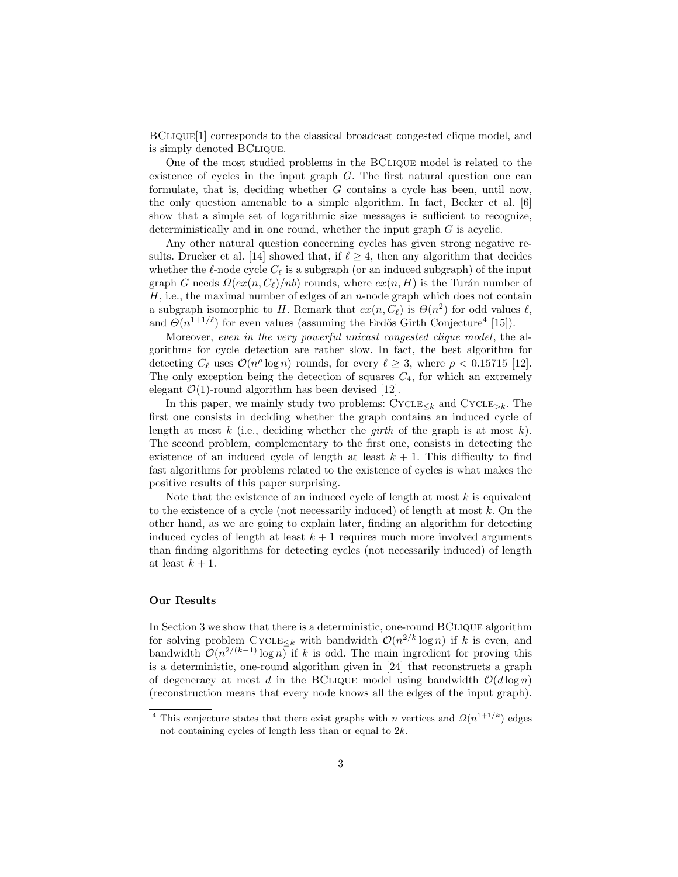BClique[1] corresponds to the classical broadcast congested clique model, and is simply denoted BClique.

One of the most studied problems in the BClique model is related to the existence of cycles in the input graph $G$. The first natural question one can formulate, that is, deciding whether $G$ contains a cycle has been, until now, the only question amenable to a simple algorithm. In fact, Becker et al. [6] show that a simple set of logarithmic size messages is sufficient to recognize, deterministically and in one round, whether the input graph $G$ is acyclic.

Any other natural question concerning cycles has given strong negative results. Drucker et al. [14] showed that, if $\ell \geq 4$, then any algorithm that decides whether the $\ell$-node cycle $C_\ell$ is a subgraph (or an induced subgraph) of the input graph $G$ needs $\Omega(ex(n, C_\ell)/nb)$ rounds, where $ex(n, H)$ is the Turán number of $H$, i.e., the maximal number of edges of an $n$-node graph which does not contain a subgraph isomorphic to $H$. Remark that $ex(n, C_\ell)$ is $\Theta(n^2)$ for odd values $\ell$, and $\Theta(n^{1+1/\ell})$ for even values (assuming the Erdős Girth Conjecture[4] [15]).

Moreover, *even in the very powerful unicast congested clique model*, the algorithms for cycle detection are rather slow. In fact, the best algorithm for detecting $C_\ell$ uses $\mathcal{O}(n^\rho \log n)$ rounds, for every $\ell \geq 3$, where $\rho < 0.15715$ [12]. The only exception being the detection of squares $C_4$, for which an extremely elegant $\mathcal{O}(1)$-round algorithm has been devised [12].

In this paper, we mainly study two problems: Cycle$_{\leq k}$ and Cycle$_{>k}$. The first one consists in deciding whether the graph contains an induced cycle of length at most $k$ (i.e., deciding whether the *girth* of the graph is at most $k$). The second problem, complementary to the first one, consists in detecting the existence of an induced cycle of length at least $k+1$. This difficulty to find fast algorithms for problems related to the existence of cycles is what makes the positive results of this paper surprising.

Note that the existence of an induced cycle of length at most $k$ is equivalent to the existence of a cycle (not necessarily induced) of length at most $k$. On the other hand, as we are going to explain later, finding an algorithm for detecting induced cycles of length at least $k+1$ requires much more involved arguments than finding algorithms for detecting cycles (not necessarily induced) of length at least $k+1$.

### Our Results

In Section 3 we show that there is a deterministic, one-round BClique algorithm for solving problem Cycle$_{\leq k}$ with bandwidth $\mathcal{O}(n^{2/k} \log n)$ if $k$ is even, and bandwidth $\mathcal{O}(n^{2/(k-1)} \log n)$ if $k$ is odd. The main ingredient for proving this is a deterministic, one-round algorithm given in [24] that reconstructs a graph of degeneracy at most $d$ in the BClique model using bandwidth $\mathcal{O}(d \log n)$ (reconstruction means that every node knows all the edges of the input graph).

[4] This conjecture states that there exist graphs with $n$ vertices and $\Omega(n^{1+1/k})$ edges not containing cycles of length less than or equal to $2k$.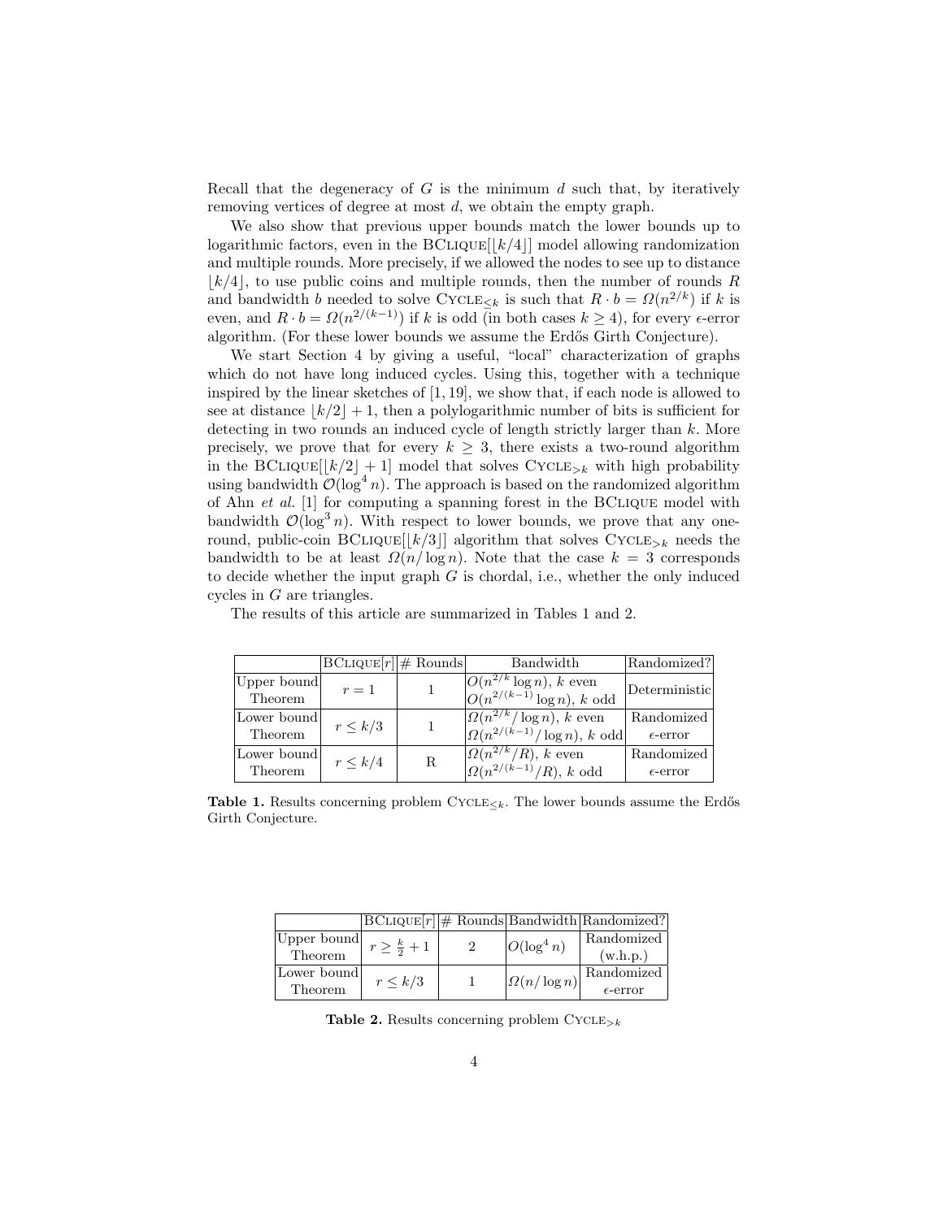Recall that the degeneracy of $G$ is the minimum $d$ such that, by iteratively removing vertices of degree at most $d$, we obtain the empty graph.

We also show that previous upper bounds match the lower bounds up to logarithmic factors, even in the BClique[$\lfloor k/4 \rfloor$] model allowing randomization and multiple rounds. More precisely, if we allowed the nodes to see up to distance $\lfloor k/4 \rfloor$, to use public coins and multiple rounds, then the number of rounds $R$ and bandwidth $b$ needed to solve Cycle$_{\leq k}$ is such that $R \cdot b = \Omega(n^{2/k})$ if $k$ is even, and $R \cdot b = \Omega(n^{2/(k-1)})$ if $k$ is odd (in both cases $k \geq 4$), for every $\epsilon$-error algorithm. (For these lower bounds we assume the Erdős Girth Conjecture).

We start Section 4 by giving a useful, "local" characterization of graphs which do not have long induced cycles. Using this, together with a technique inspired by the linear sketches of [1, 19], we show that, if each node is allowed to see at distance $\lfloor k/2 \rfloor + 1$, then a polylogarithmic number of bits is sufficient for detecting in two rounds an induced cycle of length strictly larger than $k$. More precisely, we prove that for every $k \geq 3$, there exists a two-round algorithm in the BClique[$\lfloor k/2 \rfloor + 1$] model that solves Cycle$_{>k}$ with high probability using bandwidth $\mathcal{O}(\log^4 n)$. The approach is based on the randomized algorithm of Ahn *et al.* [1] for computing a spanning forest in the BClique model with bandwidth $\mathcal{O}(\log^3 n)$. With respect to lower bounds, we prove that any one-round, public-coin BClique[$\lfloor k/3 \rfloor$] algorithm that solves Cycle$_{>k}$ needs the bandwidth to be at least $\Omega(n/\log n)$. Note that the case $k = 3$ corresponds to decide whether the input graph $G$ is chordal, i.e., whether the only induced cycles in $G$ are triangles.

The results of this article are summarized in Tables 1 and 2.

| | BClique[$r$] | # Rounds | Bandwidth | Randomized? |
|---|---|---|---|---|
| Upper bound Theorem | $r = 1$ | 1 | $O(n^{2/k} \log n)$, $k$ even<br>$O(n^{2/(k-1)} \log n)$, $k$ odd | Deterministic |
| Lower bound Theorem | $r \leq k/3$ | 1 | $\Omega(n^{2/k}/\log n)$, $k$ even<br>$\Omega(n^{2/(k-1)}/\log n)$, $k$ odd | Randomized $\epsilon$-error |
| Lower bound Theorem | $r \leq k/4$ | R | $\Omega(n^{2/k}/R)$, $k$ even<br>$\Omega(n^{2/(k-1)}/R)$, $k$ odd | Randomized $\epsilon$-error |

**Table 1.** Results concerning problem Cycle$_{\leq k}$. The lower bounds assume the Erdős Girth Conjecture.

| | BClique[$r$] | # Rounds | Bandwidth | Randomized? |
|---|---|---|---|---|
| Upper bound Theorem | $r \geq \frac{k}{2} + 1$ | 2 | $O(\log^4 n)$ | Randomized (w.h.p.) |
| Lower bound Theorem | $r \leq k/3$ | 1 | $\Omega(n/\log n)$ | Randomized $\epsilon$-error |

**Table 2.** Results concerning problem Cycle$_{>k}$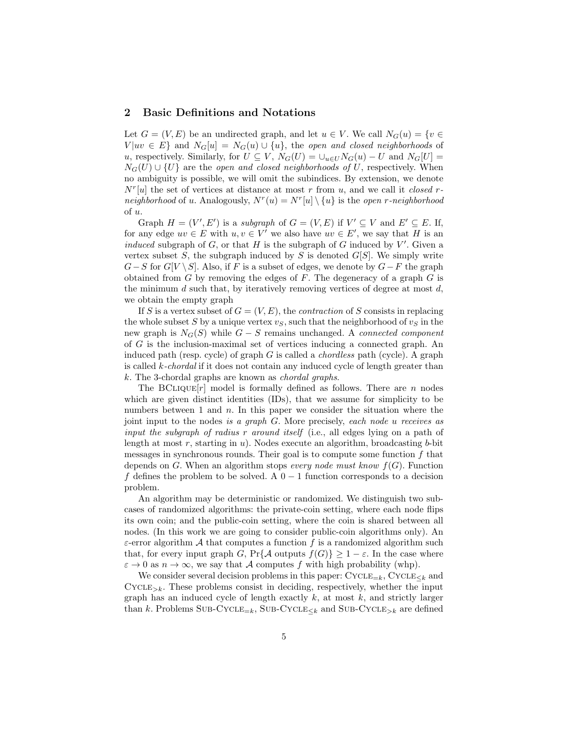## 2 Basic Definitions and Notations

Let $G = (V, E)$ be an undirected graph, and let $u \in V$. We call $N_G(u) = \{v \in V | uv \in E\}$ and $N_G[u] = N_G(u) \cup \{u\}$, the *open and closed neighborhoods* of $u$, respectively. Similarly, for $U \subseteq V$, $N_G(U) = \cup_{u \in U} N_G(u) - U$ and $N_G[U] = N_G(U) \cup \{U\}$ are the *open and closed neighborhoods of* $U$, respectively. When no ambiguity is possible, we will omit the subindices. By extension, we denote $N^r[u]$ the set of vertices at distance at most $r$ from $u$, and we call it *closed r-neighborhood* of $u$. Analogously, $N^r(u) = N^r[u] \setminus \{u\}$ is the *open r-neighborhood* of $u$.

Graph $H = (V', E')$ is a *subgraph* of $G = (V, E)$ if $V' \subseteq V$ and $E' \subseteq E$. If, for any edge $uv \in E$ with $u, v \in V'$ we also have $uv \in E'$, we say that $H$ is an *induced* subgraph of $G$, or that $H$ is the subgraph of $G$ induced by $V'$. Given a vertex subset $S$, the subgraph induced by $S$ is denoted $G[S]$. We simply write $G - S$ for $G[V \setminus S]$. Also, if $F$ is a subset of edges, we denote by $G - F$ the graph obtained from $G$ by removing the edges of $F$. The degeneracy of a graph $G$ is the minimum $d$ such that, by iteratively removing vertices of degree at most $d$, we obtain the empty graph

If $S$ is a vertex subset of $G = (V, E)$, the *contraction* of $S$ consists in replacing the whole subset $S$ by a unique vertex $v_S$, such that the neighborhood of $v_S$ in the new graph is $N_G(S)$ while $G - S$ remains unchanged. A *connected component* of $G$ is the inclusion-maximal set of vertices inducing a connected graph. An induced path (resp. cycle) of graph $G$ is called a *chordless* path (cycle). A graph is called *k-chordal* if it does not contain any induced cycle of length greater than $k$. The 3-chordal graphs are known as *chordal graphs*.

The BClique[$r$] model is formally defined as follows. There are $n$ nodes which are given distinct identities (IDs), that we assume for simplicity to be numbers between 1 and $n$. In this paper we consider the situation where the joint input to the nodes *is a graph* $G$. More precisely, *each node* $u$ *receives as input the subgraph of radius* $r$ *around itself* (i.e., all edges lying on a path of length at most $r$, starting in $u$). Nodes execute an algorithm, broadcasting $b$-bit messages in synchronous rounds. Their goal is to compute some function $f$ that depends on $G$. When an algorithm stops *every node must know* $f(G)$. Function $f$ defines the problem to be solved. A $0-1$ function corresponds to a decision problem.

An algorithm may be deterministic or randomized. We distinguish two subcases of randomized algorithms: the private-coin setting, where each node flips its own coin; and the public-coin setting, where the coin is shared between all nodes. (In this work we are going to consider public-coin algorithms only). An $\varepsilon$-error algorithm $\mathcal{A}$ that computes a function $f$ is a randomized algorithm such that, for every input graph $G$, $\Pr\{\mathcal{A} \text{ outputs } f(G)\} \geq 1 - \varepsilon$. In the case where $\varepsilon \to 0$ as $n \to \infty$, we say that $\mathcal{A}$ computes $f$ with high probability (whp).

We consider several decision problems in this paper: Cycle$_{=k}$, Cycle$_{\leq k}$ and Cycle$_{>k}$. These problems consist in deciding, respectively, whether the input graph has an induced cycle of length exactly $k$, at most $k$, and strictly larger than $k$. Problems Sub-Cycle$_{=k}$, Sub-Cycle$_{\leq k}$ and Sub-Cycle$_{>k}$ are defined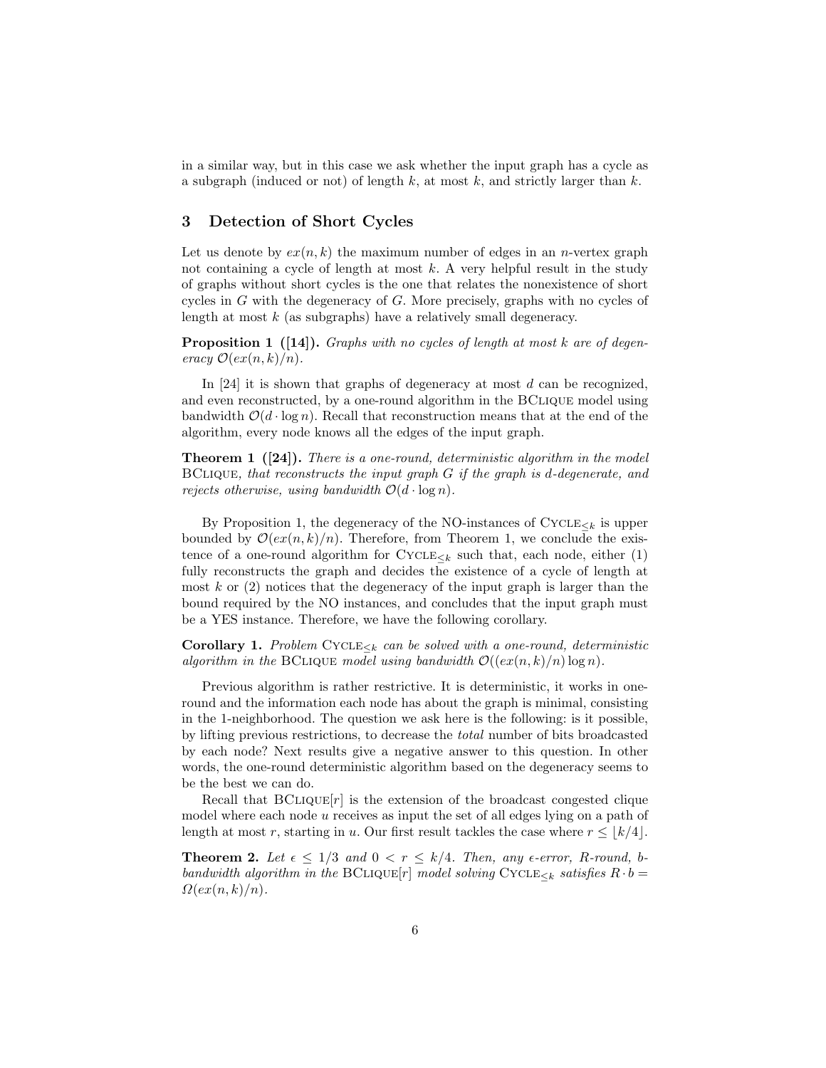in a similar way, but in this case we ask whether the input graph has a cycle as a subgraph (induced or not) of length $k$, at most $k$, and strictly larger than $k$.

## 3 Detection of Short Cycles

Let us denote by $ex(n, k)$ the maximum number of edges in an $n$-vertex graph not containing a cycle of length at most $k$. A very helpful result in the study of graphs without short cycles is the one that relates the nonexistence of short cycles in $G$ with the degeneracy of $G$. More precisely, graphs with no cycles of length at most $k$ (as subgraphs) have a relatively small degeneracy.

**Proposition 1 ([14]).** *Graphs with no cycles of length at most $k$ are of degeneracy $\mathcal{O}(ex(n, k)/n)$.*

In [24] it is shown that graphs of degeneracy at most $d$ can be recognized, and even reconstructed, by a one-round algorithm in the BClique model using bandwidth $\mathcal{O}(d \cdot \log n)$. Recall that reconstruction means that at the end of the algorithm, every node knows all the edges of the input graph.

**Theorem 1 ([24]).** *There is a one-round, deterministic algorithm in the model* BClique*, that reconstructs the input graph $G$ if the graph is $d$-degenerate, and rejects otherwise, using bandwidth $\mathcal{O}(d \cdot \log n)$.*

By Proposition 1, the degeneracy of the NO-instances of $\text{Cycle}_{\leq k}$ is upper bounded by $\mathcal{O}(ex(n, k)/n)$. Therefore, from Theorem 1, we conclude the existence of a one-round algorithm for $\text{Cycle}_{\leq k}$ such that, each node, either (1) fully reconstructs the graph and decides the existence of a cycle of length at most $k$ or (2) notices that the degeneracy of the input graph is larger than the bound required by the NO instances, and concludes that the input graph must be a YES instance. Therefore, we have the following corollary.

**Corollary 1.** *Problem $\text{Cycle}_{\leq k}$ can be solved with a one-round, deterministic algorithm in the* BClique *model using bandwidth $\mathcal{O}((ex(n, k)/n) \log n)$.*

Previous algorithm is rather restrictive. It is deterministic, it works in one-round and the information each node has about the graph is minimal, consisting in the 1-neighborhood. The question we ask here is the following: is it possible, by lifting previous restrictions, to decrease the *total* number of bits broadcasted by each node? Next results give a negative answer to this question. In other words, the one-round deterministic algorithm based on the degeneracy seems to be the best we can do.

Recall that $\text{BClique}[r]$ is the extension of the broadcast congested clique model where each node $u$ receives as input the set of all edges lying on a path of length at most $r$, starting in $u$. Our first result tackles the case where $r \leq \lfloor k/4 \rfloor$.

**Theorem 2.** *Let $\epsilon \leq 1/3$ and $0 < r \leq k/4$. Then, any $\epsilon$-error, $R$-round, $b$-bandwidth algorithm in the $\text{BClique}[r]$ model solving $\text{Cycle}_{\leq k}$ satisfies $R \cdot b = \Omega(ex(n, k)/n)$.*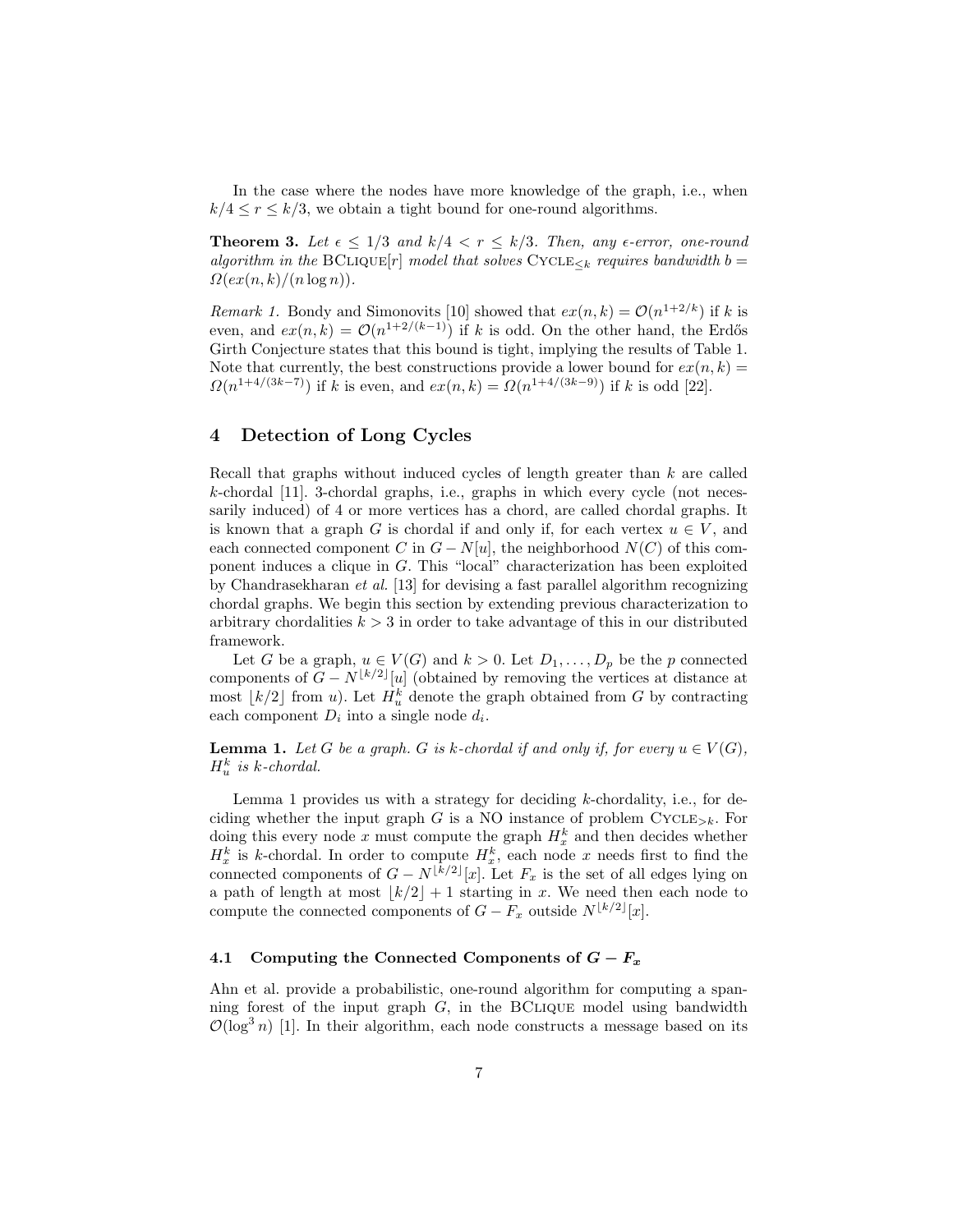In the case where the nodes have more knowledge of the graph, i.e., when $k/4 \leq r \leq k/3$, we obtain a tight bound for one-round algorithms.

**Theorem 3.** *Let $\epsilon \leq 1/3$ and $k/4 < r \leq k/3$. Then, any $\epsilon$-error, one-round algorithm in the* BClique*$[r]$ model that solves* Cycle$_{\leq k}$ *requires bandwidth $b = \Omega(ex(n,k)/(n \log n))$.*

*Remark 1.* Bondy and Simonovits [10] showed that $ex(n,k) = \mathcal{O}(n^{1+2/k})$ if $k$ is even, and $ex(n,k) = \mathcal{O}(n^{1+2/(k-1)})$ if $k$ is odd. On the other hand, the Erdős Girth Conjecture states that this bound is tight, implying the results of Table 1. Note that currently, the best constructions provide a lower bound for $ex(n,k) = \Omega(n^{1+4/(3k-7)})$ if $k$ is even, and $ex(n,k) = \Omega(n^{1+4/(3k-9)})$ if $k$ is odd [22].

# 4 Detection of Long Cycles

Recall that graphs without induced cycles of length greater than $k$ are called $k$-chordal [11]. 3-chordal graphs, i.e., graphs in which every cycle (not necessarily induced) of 4 or more vertices has a chord, are called chordal graphs. It is known that a graph $G$ is chordal if and only if, for each vertex $u \in V$, and each connected component $C$ in $G - N[u]$, the neighborhood $N(C)$ of this component induces a clique in $G$. This "local" characterization has been exploited by Chandrasekharan *et al.* [13] for devising a fast parallel algorithm recognizing chordal graphs. We begin this section by extending previous characterization to arbitrary chordalities $k > 3$ in order to take advantage of this in our distributed framework.

Let $G$ be a graph, $u \in V(G)$ and $k > 0$. Let $D_1, \ldots, D_p$ be the $p$ connected components of $G - N^{\lfloor k/2 \rfloor}[u]$ (obtained by removing the vertices at distance at most $\lfloor k/2 \rfloor$ from $u$). Let $H_u^k$ denote the graph obtained from $G$ by contracting each component $D_i$ into a single node $d_i$.

**Lemma 1.** *Let $G$ be a graph. $G$ is $k$-chordal if and only if, for every $u \in V(G)$, $H_u^k$ is $k$-chordal.*

Lemma 1 provides us with a strategy for deciding $k$-chordality, i.e., for deciding whether the input graph $G$ is a NO instance of problem Cycle$_{>k}$. For doing this every node $x$ must compute the graph $H_x^k$ and then decides whether $H_x^k$ is $k$-chordal. In order to compute $H_x^k$, each node $x$ needs first to find the connected components of $G - N^{\lfloor k/2 \rfloor}[x]$. Let $F_x$ is the set of all edges lying on a path of length at most $\lfloor k/2 \rfloor + 1$ starting in $x$. We need then each node to compute the connected components of $G - F_x$ outside $N^{\lfloor k/2 \rfloor}[x]$.

## 4.1 Computing the Connected Components of $G - F_x$

Ahn et al. provide a probabilistic, one-round algorithm for computing a spanning forest of the input graph $G$, in the BClique model using bandwidth $\mathcal{O}(\log^3 n)$ [1]. In their algorithm, each node constructs a message based on its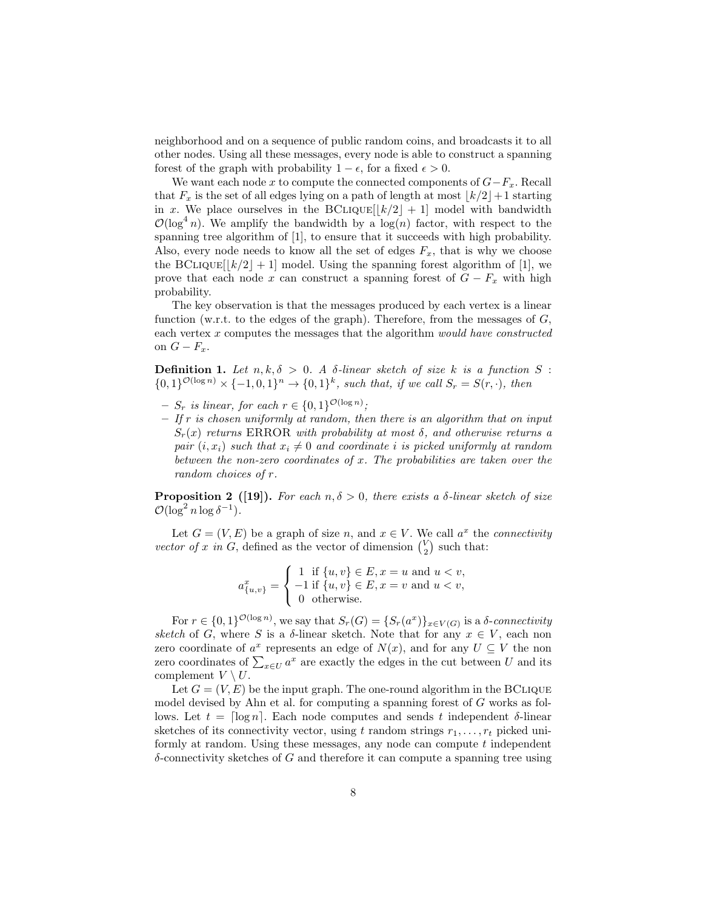neighborhood and on a sequence of public random coins, and broadcasts it to all other nodes. Using all these messages, every node is able to construct a spanning forest of the graph with probability $1 - \epsilon$, for a fixed $\epsilon > 0$.

We want each node $x$ to compute the connected components of $G - F_x$. Recall that $F_x$ is the set of all edges lying on a path of length at most $\lfloor k/2 \rfloor + 1$ starting in $x$. We place ourselves in the BClique$[\lfloor k/2 \rfloor + 1]$ model with bandwidth $\mathcal{O}(\log^4 n)$. We amplify the bandwidth by a $\log(n)$ factor, with respect to the spanning tree algorithm of [1], to ensure that it succeeds with high probability. Also, every node needs to know all the set of edges $F_x$, that is why we choose the BClique$[\lfloor k/2 \rfloor + 1]$ model. Using the spanning forest algorithm of [1], we prove that each node $x$ can construct a spanning forest of $G - F_x$ with high probability.

The key observation is that the messages produced by each vertex is a linear function (w.r.t. to the edges of the graph). Therefore, from the messages of $G$, each vertex $x$ computes the messages that the algorithm *would have constructed* on $G - F_x$.

**Definition 1.** *Let $n, k, \delta > 0$. A $\delta$-linear sketch of size $k$ is a function $S : \{0,1\}^{\mathcal{O}(\log n)} \times \{-1, 0, 1\}^n \to \{0,1\}^k$, such that, if we call $S_r = S(r, \cdot)$, then*

- *$S_r$ is linear, for each $r \in \{0,1\}^{\mathcal{O}(\log n)}$;*
- *If $r$ is chosen uniformly at random, then there is an algorithm that on input $S_r(x)$ returns* ERROR *with probability at most $\delta$, and otherwise returns a pair $(i, x_i)$ such that $x_i \neq 0$ and coordinate $i$ is picked uniformly at random between the non-zero coordinates of $x$. The probabilities are taken over the random choices of $r$.*

**Proposition 2 ([19]).** *For each $n, \delta > 0$, there exists a $\delta$-linear sketch of size $\mathcal{O}(\log^2 n \log \delta^{-1})$.*

Let $G = (V, E)$ be a graph of size $n$, and $x \in V$. We call $a^x$ the *connectivity vector of $x$ in $G$*, defined as the vector of dimension $\binom{V}{2}$ such that:

$$a^x_{\{u,v\}} = \begin{cases} 1 & \text{if } \{u,v\} \in E, x = u \text{ and } u < v, \\ -1 & \text{if } \{u,v\} \in E, x = v \text{ and } u < v, \\ 0 & \text{otherwise.} \end{cases}$$

For $r \in \{0,1\}^{\mathcal{O}(\log n)}$, we say that $S_r(G) = \{S_r(a^x)\}_{x \in V(G)}$ is a *$\delta$-connectivity sketch* of $G$, where $S$ is a $\delta$-linear sketch. Note that for any $x \in V$, each non zero coordinate of $a^x$ represents an edge of $N(x)$, and for any $U \subseteq V$ the non zero coordinates of $\sum_{x \in U} a^x$ are exactly the edges in the cut between $U$ and its complement $V \setminus U$.

Let $G = (V, E)$ be the input graph. The one-round algorithm in the BClique model devised by Ahn et al. for computing a spanning forest of $G$ works as follows. Let $t = \lceil \log n \rceil$. Each node computes and sends $t$ independent $\delta$-linear sketches of its connectivity vector, using $t$ random strings $r_1, \ldots, r_t$ picked uniformly at random. Using these messages, any node can compute $t$ independent $\delta$-connectivity sketches of $G$ and therefore it can compute a spanning tree using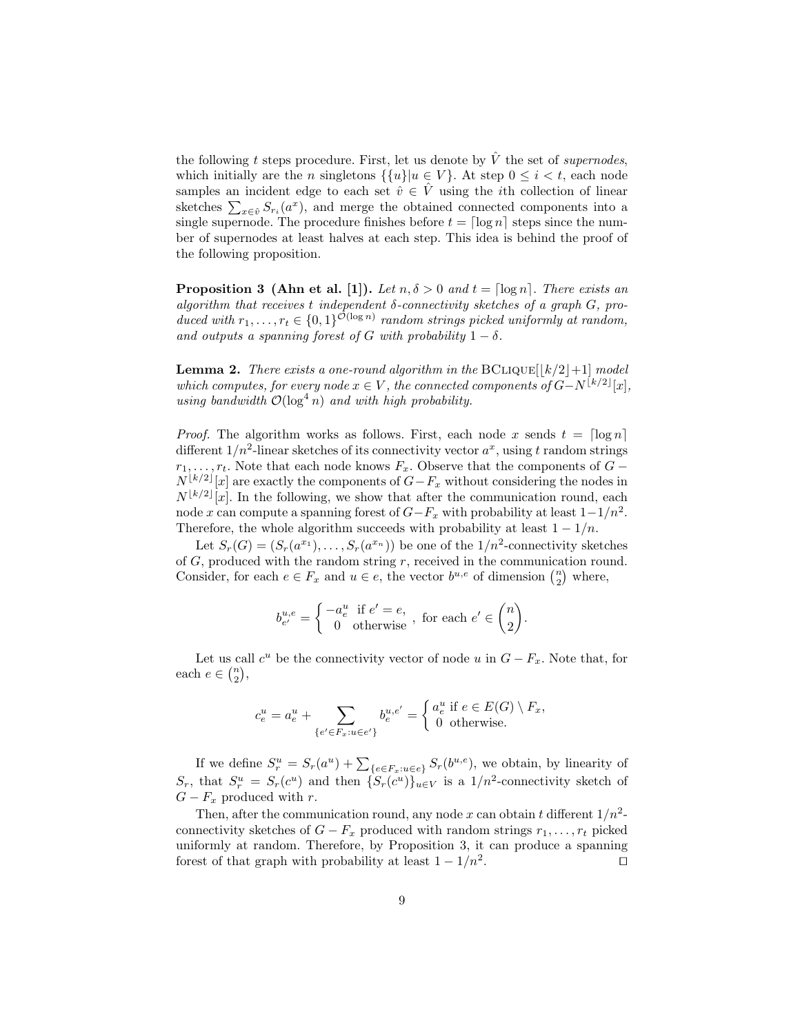the following $t$ steps procedure. First, let us denote by $\hat{V}$ the set of *supernodes*, which initially are the $n$ singletons $\{\{u\} | u \in V\}$. At step $0 \leq i < t$, each node samples an incident edge to each set $\hat{v} \in \hat{V}$ using the $i$th collection of linear sketches $\sum_{x \in \hat{v}} S_{r_i}(a^x)$, and merge the obtained connected components into a single supernode. The procedure finishes before $t = \lceil \log n \rceil$ steps since the number of supernodes at least halves at each step. This idea is behind the proof of the following proposition.

**Proposition 3 (Ahn et al. [1]).** *Let $n, \delta > 0$ and $t = \lceil \log n \rceil$. There exists an algorithm that receives $t$ independent $\delta$-connectivity sketches of a graph $G$, produced with $r_1, \ldots, r_t \in \{0,1\}^{\mathcal{O}(\log n)}$ random strings picked uniformly at random, and outputs a spanning forest of $G$ with probability $1 - \delta$.*

**Lemma 2.** *There exists a one-round algorithm in the* BClique$[\lfloor k/2 \rfloor + 1]$ *model which computes, for every node $x \in V$, the connected components of $G - N^{\lfloor k/2 \rfloor}[x]$, using bandwidth $\mathcal{O}(\log^4 n)$ and with high probability.*

*Proof.* The algorithm works as follows. First, each node $x$ sends $t = \lceil \log n \rceil$ different $1/n^2$-linear sketches of its connectivity vector $a^x$, using $t$ random strings $r_1, \ldots, r_t$. Note that each node knows $F_x$. Observe that the components of $G - N^{\lfloor k/2 \rfloor}[x]$ are exactly the components of $G - F_x$ without considering the nodes in $N^{\lfloor k/2 \rfloor}[x]$. In the following, we show that after the communication round, each node $x$ can compute a spanning forest of $G - F_x$ with probability at least $1 - 1/n^2$. Therefore, the whole algorithm succeeds with probability at least $1 - 1/n$.

Let $S_r(G) = (S_r(a^{x_1}), \ldots, S_r(a^{x_n}))$ be one of the $1/n^2$-connectivity sketches of $G$, produced with the random string $r$, received in the communication round. Consider, for each $e \in F_x$ and $u \in e$, the vector $b^{u,e}$ of dimension $\binom{n}{2}$ where,

$$b^{u,e}_{e'} = \begin{cases} -a^u_e & \text{if } e' = e, \\ 0 & \text{otherwise} \end{cases}, \text{ for each } e' \in \binom{n}{2}.$$

Let us call $c^u$ be the connectivity vector of node $u$ in $G - F_x$. Note that, for each $e \in \binom{n}{2}$,

$$c^u_e = a^u_e + \sum_{\{e' \in F_x : u \in e'\}} b^{u,e'}_e = \begin{cases} a^u_e & \text{if } e \in E(G) \setminus F_x, \\ 0 & \text{otherwise.} \end{cases}$$

If we define $S^u_r = S_r(a^u) + \sum_{\{e \in F_x : u \in e\}} S_r(b^{u,e})$, we obtain, by linearity of $S_r$, that $S^u_r = S_r(c^u)$ and then $\{S_r(c^u)\}_{u \in V}$ is a $1/n^2$-connectivity sketch of $G - F_x$ produced with $r$.

Then, after the communication round, any node $x$ can obtain $t$ different $1/n^2$-connectivity sketches of $G - F_x$ produced with random strings $r_1, \ldots, r_t$ picked uniformly at random. Therefore, by Proposition 3, it can produce a spanning forest of that graph with probability at least $1 - 1/n^2$. $\square$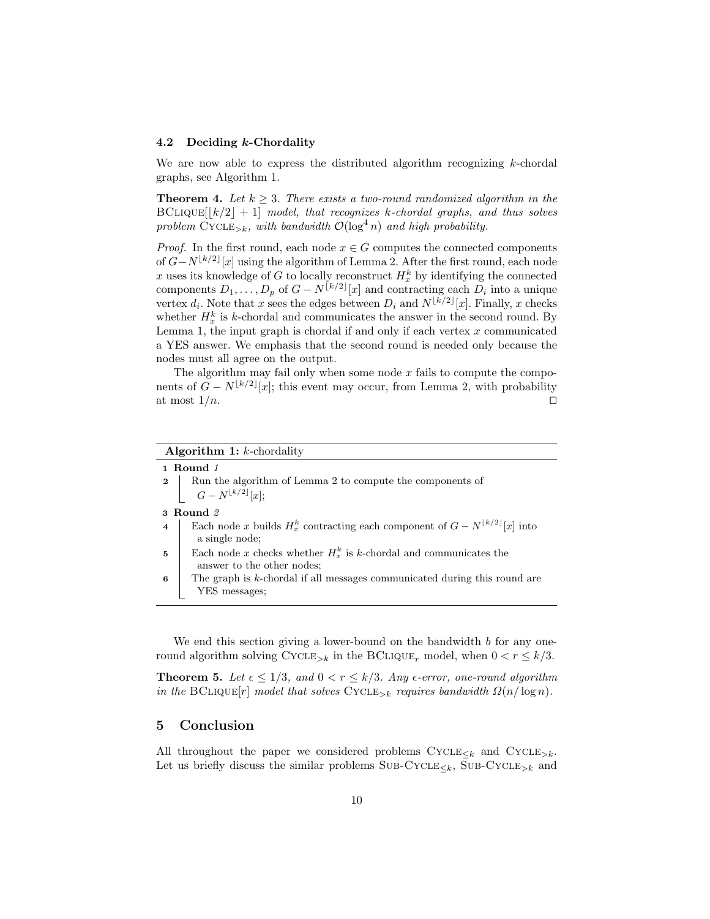### 4.2 Deciding $k$-Chordality

We are now able to express the distributed algorithm recognizing $k$-chordal graphs, see Algorithm 1.

**Theorem 4.** *Let $k \geq 3$. There exists a two-round randomized algorithm in the* $\text{BClique}[\lfloor k/2 \rfloor + 1]$ *model, that recognizes $k$-chordal graphs, and thus solves problem* $\text{Cycle}_{>k}$*, with bandwidth $\mathcal{O}(\log^4 n)$ and high probability.*

*Proof.* In the first round, each node $x \in G$ computes the connected components of $G - N^{\lfloor k/2 \rfloor}[x]$ using the algorithm of Lemma 2. After the first round, each node $x$ uses its knowledge of $G$ to locally reconstruct $H_x^k$ by identifying the connected components $D_1, \ldots, D_p$ of $G - N^{\lfloor k/2 \rfloor}[x]$ and contracting each $D_i$ into a unique vertex $d_i$. Note that $x$ sees the edges between $D_i$ and $N^{\lfloor k/2 \rfloor}[x]$. Finally, $x$ checks whether $H_x^k$ is $k$-chordal and communicates the answer in the second round. By Lemma 1, the input graph is chordal if and only if each vertex $x$ communicated a YES answer. We emphasis that the second round is needed only because the nodes must all agree on the output.

The algorithm may fail only when some node $x$ fails to compute the components of $G - N^{\lfloor k/2 \rfloor}[x]$; this event may occur, from Lemma 2, with probability at most $1/n$. ◻

---

**Algorithm 1:** $k$-chordality

```
1 Round 1
2    Run the algorithm of Lemma 2 to compute the components of
       G − N^{⌊k/2⌋}[x];
3 Round 2
4    Each node x builds H_x^k contracting each component of G − N^{⌊k/2⌋}[x] into
       a single node;
5    Each node x checks whether H_x^k is k-chordal and communicates the
       answer to the other nodes;
6    The graph is k-chordal if all messages communicated during this round are
       YES messages;
```

---

We end this section giving a lower-bound on the bandwidth $b$ for any one-round algorithm solving $\text{Cycle}_{>k}$ in the $\text{BClique}_r$ model, when $0 < r \leq k/3$.

**Theorem 5.** *Let $\epsilon \leq 1/3$, and $0 < r \leq k/3$. Any $\epsilon$-error, one-round algorithm in the* $\text{BClique}[r]$ *model that solves* $\text{Cycle}_{>k}$ *requires bandwidth $\Omega(n/\log n)$.*

## 5 Conclusion

All throughout the paper we considered problems $\text{Cycle}_{\leq k}$ and $\text{Cycle}_{>k}$. Let us briefly discuss the similar problems $\text{Sub-Cycle}_{\leq k}$, $\text{Sub-Cycle}_{>k}$ and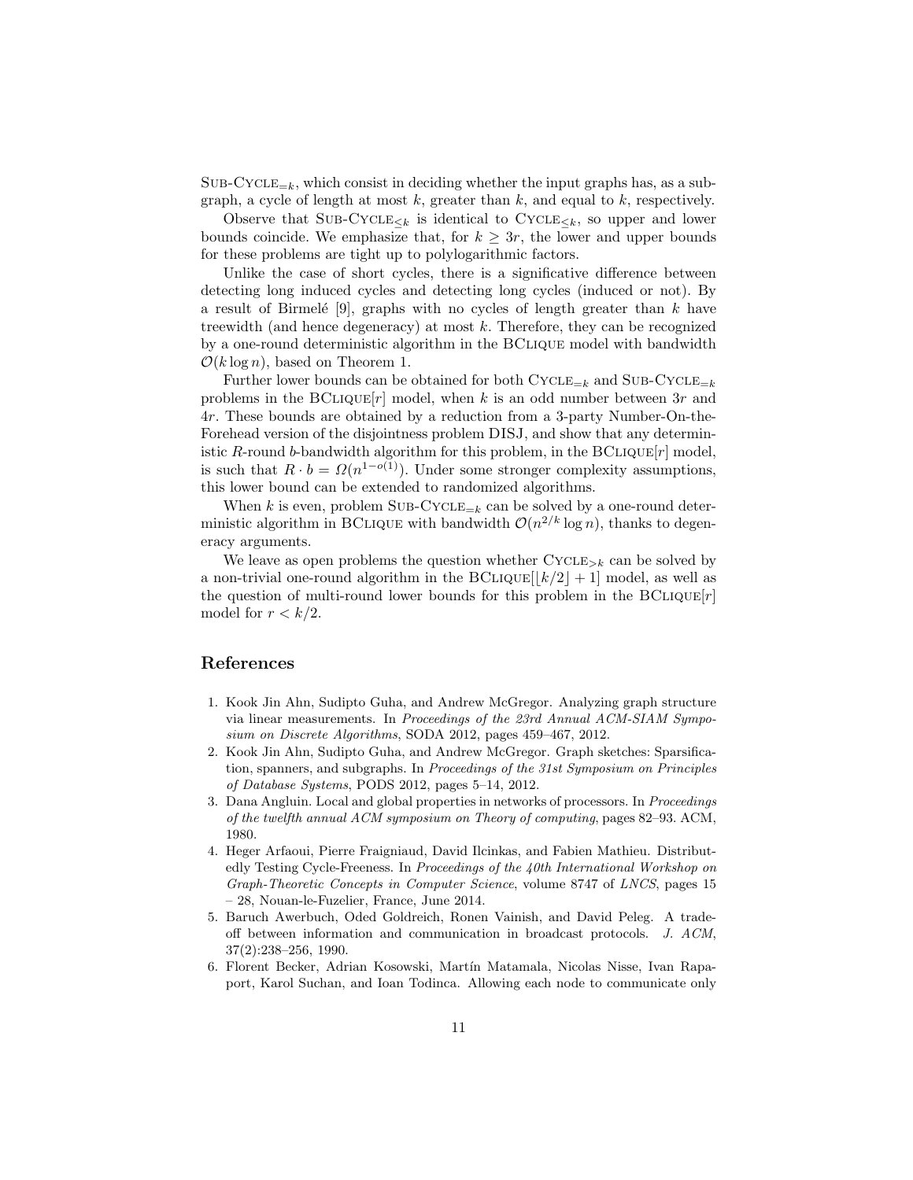Sub-Cycle$_{=k}$, which consist in deciding whether the input graphs has, as a subgraph, a cycle of length at most $k$, greater than $k$, and equal to $k$, respectively.

Observe that Sub-Cycle$_{\leq k}$ is identical to Cycle$_{\leq k}$, so upper and lower bounds coincide. We emphasize that, for $k \geq 3r$, the lower and upper bounds for these problems are tight up to polylogarithmic factors.

Unlike the case of short cycles, there is a significative difference between detecting long induced cycles and detecting long cycles (induced or not). By a result of Birmelé [9], graphs with no cycles of length greater than $k$ have treewidth (and hence degeneracy) at most $k$. Therefore, they can be recognized by a one-round deterministic algorithm in the BClique model with bandwidth $\mathcal{O}(k \log n)$, based on Theorem 1.

Further lower bounds can be obtained for both Cycle$_{=k}$ and Sub-Cycle$_{=k}$ problems in the BClique$[r]$ model, when $k$ is an odd number between $3r$ and $4r$. These bounds are obtained by a reduction from a 3-party Number-On-the-Forehead version of the disjointness problem DISJ, and show that any deterministic $R$-round $b$-bandwidth algorithm for this problem, in the BClique$[r]$ model, is such that $R \cdot b = \Omega(n^{1-o(1)})$. Under some stronger complexity assumptions, this lower bound can be extended to randomized algorithms.

When $k$ is even, problem Sub-Cycle$_{=k}$ can be solved by a one-round deterministic algorithm in BClique with bandwidth $\mathcal{O}(n^{2/k} \log n)$, thanks to degeneracy arguments.

We leave as open problems the question whether Cycle$_{>k}$ can be solved by a non-trivial one-round algorithm in the BClique$[\lfloor k/2 \rfloor + 1]$ model, as well as the question of multi-round lower bounds for this problem in the BClique$[r]$ model for $r < k/2$.

## References

1. Kook Jin Ahn, Sudipto Guha, and Andrew McGregor. Analyzing graph structure via linear measurements. In *Proceedings of the 23rd Annual ACM-SIAM Symposium on Discrete Algorithms*, SODA 2012, pages 459–467, 2012.
2. Kook Jin Ahn, Sudipto Guha, and Andrew McGregor. Graph sketches: Sparsification, spanners, and subgraphs. In *Proceedings of the 31st Symposium on Principles of Database Systems*, PODS 2012, pages 5–14, 2012.
3. Dana Angluin. Local and global properties in networks of processors. In *Proceedings of the twelfth annual ACM symposium on Theory of computing*, pages 82–93. ACM, 1980.
4. Heger Arfaoui, Pierre Fraigniaud, David Ilcinkas, and Fabien Mathieu. Distributedly Testing Cycle-Freeness. In *Proceedings of the 40th International Workshop on Graph-Theoretic Concepts in Computer Science*, volume 8747 of *LNCS*, pages 15 – 28, Nouan-le-Fuzelier, France, June 2014.
5. Baruch Awerbuch, Oded Goldreich, Ronen Vainish, and David Peleg. A tradeoff between information and communication in broadcast protocols. *J. ACM*, 37(2):238–256, 1990.
6. Florent Becker, Adrian Kosowski, Martín Matamala, Nicolas Nisse, Ivan Rapaport, Karol Suchan, and Ioan Todinca. Allowing each node to communicate only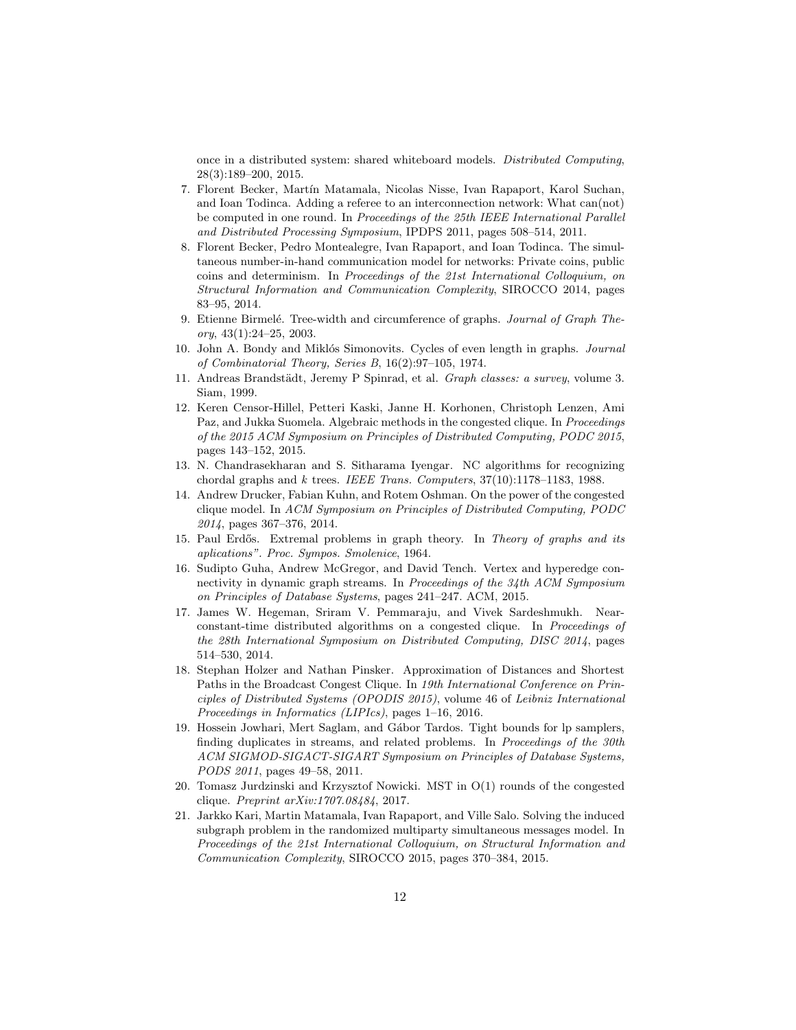once in a distributed system: shared whiteboard models. *Distributed Computing*, 28(3):189–200, 2015.

7. Florent Becker, Martín Matamala, Nicolas Nisse, Ivan Rapaport, Karol Suchan, and Ioan Todinca. Adding a referee to an interconnection network: What can(not) be computed in one round. In *Proceedings of the 25th IEEE International Parallel and Distributed Processing Symposium*, IPDPS 2011, pages 508–514, 2011.
8. Florent Becker, Pedro Montealegre, Ivan Rapaport, and Ioan Todinca. The simultaneous number-in-hand communication model for networks: Private coins, public coins and determinism. In *Proceedings of the 21st International Colloquium, on Structural Information and Communication Complexity*, SIROCCO 2014, pages 83–95, 2014.
9. Etienne Birmelé. Tree-width and circumference of graphs. *Journal of Graph Theory*, 43(1):24–25, 2003.
10. John A. Bondy and Miklós Simonovits. Cycles of even length in graphs. *Journal of Combinatorial Theory, Series B*, 16(2):97–105, 1974.
11. Andreas Brandstädt, Jeremy P Spinrad, et al. *Graph classes: a survey*, volume 3. Siam, 1999.
12. Keren Censor-Hillel, Petteri Kaski, Janne H. Korhonen, Christoph Lenzen, Ami Paz, and Jukka Suomela. Algebraic methods in the congested clique. In *Proceedings of the 2015 ACM Symposium on Principles of Distributed Computing, PODC 2015*, pages 143–152, 2015.
13. N. Chandrasekharan and S. Sitharama Iyengar. NC algorithms for recognizing chordal graphs and $k$ trees. *IEEE Trans. Computers*, 37(10):1178–1183, 1988.
14. Andrew Drucker, Fabian Kuhn, and Rotem Oshman. On the power of the congested clique model. In *ACM Symposium on Principles of Distributed Computing, PODC 2014*, pages 367–376, 2014.
15. Paul Erdős. Extremal problems in graph theory. In *Theory of graphs and its aplications". Proc. Sympos. Smolenice*, 1964.
16. Sudipto Guha, Andrew McGregor, and David Tench. Vertex and hyperedge connectivity in dynamic graph streams. In *Proceedings of the 34th ACM Symposium on Principles of Database Systems*, pages 241–247. ACM, 2015.
17. James W. Hegeman, Sriram V. Pemmaraju, and Vivek Sardeshmukh. Near-constant-time distributed algorithms on a congested clique. In *Proceedings of the 28th International Symposium on Distributed Computing, DISC 2014*, pages 514–530, 2014.
18. Stephan Holzer and Nathan Pinsker. Approximation of Distances and Shortest Paths in the Broadcast Congest Clique. In *19th International Conference on Principles of Distributed Systems (OPODIS 2015)*, volume 46 of *Leibniz International Proceedings in Informatics (LIPIcs)*, pages 1–16, 2016.
19. Hossein Jowhari, Mert Saglam, and Gábor Tardos. Tight bounds for lp samplers, finding duplicates in streams, and related problems. In *Proceedings of the 30th ACM SIGMOD-SIGACT-SIGART Symposium on Principles of Database Systems, PODS 2011*, pages 49–58, 2011.
20. Tomasz Jurdzinski and Krzysztof Nowicki. MST in O(1) rounds of the congested clique. *Preprint arXiv:1707.08484*, 2017.
21. Jarkko Kari, Martin Matamala, Ivan Rapaport, and Ville Salo. Solving the induced subgraph problem in the randomized multiparty simultaneous messages model. In *Proceedings of the 21st International Colloquium, on Structural Information and Communication Complexity*, SIROCCO 2015, pages 370–384, 2015.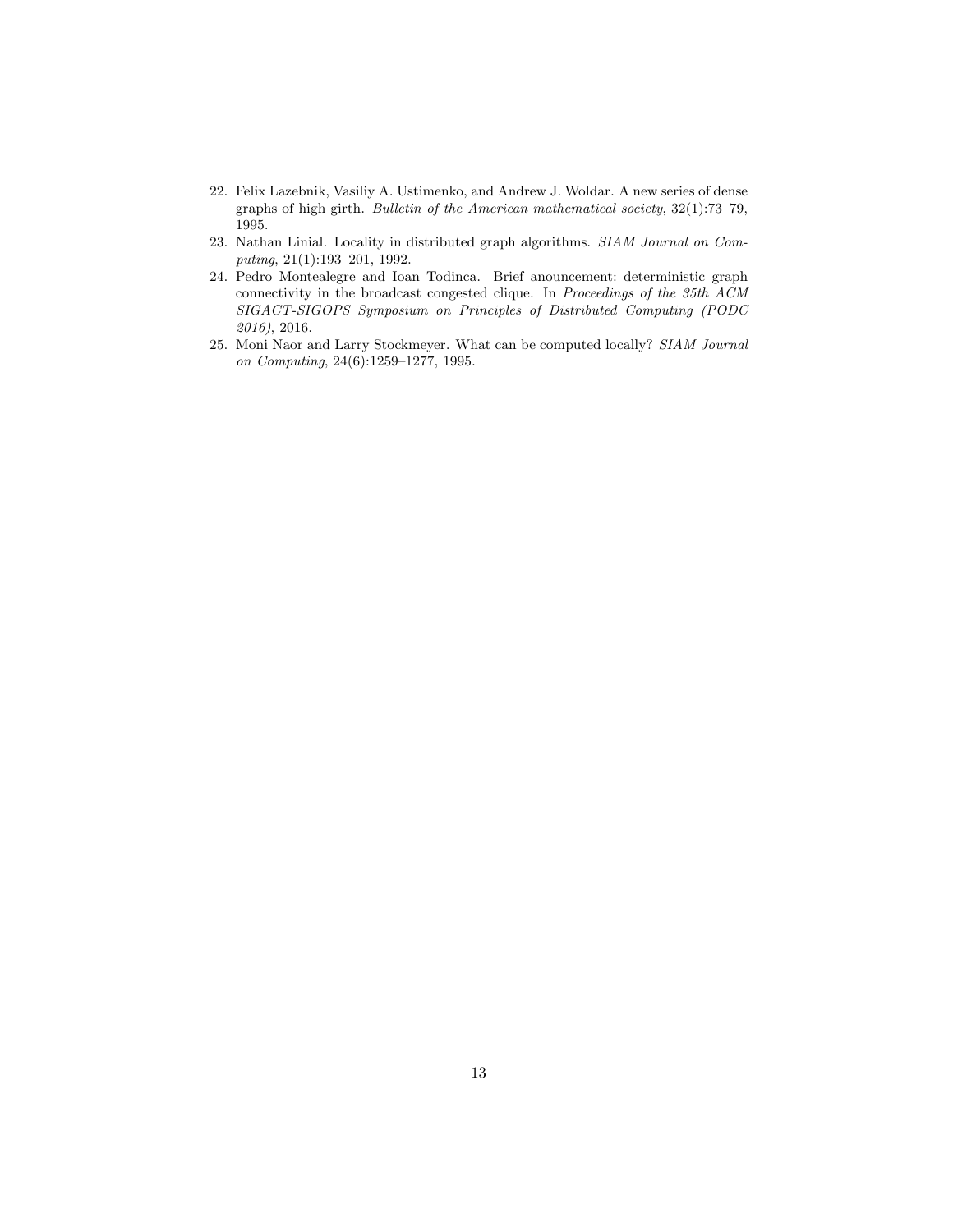22. Felix Lazebnik, Vasiliy A. Ustimenko, and Andrew J. Woldar. A new series of dense graphs of high girth. *Bulletin of the American mathematical society*, 32(1):73–79, 1995.
23. Nathan Linial. Locality in distributed graph algorithms. *SIAM Journal on Computing*, 21(1):193–201, 1992.
24. Pedro Montealegre and Ioan Todinca. Brief anouncement: deterministic graph connectivity in the broadcast congested clique. In *Proceedings of the 35th ACM SIGACT-SIGOPS Symposium on Principles of Distributed Computing (PODC 2016)*, 2016.
25. Moni Naor and Larry Stockmeyer. What can be computed locally? *SIAM Journal on Computing*, 24(6):1259–1277, 1995.